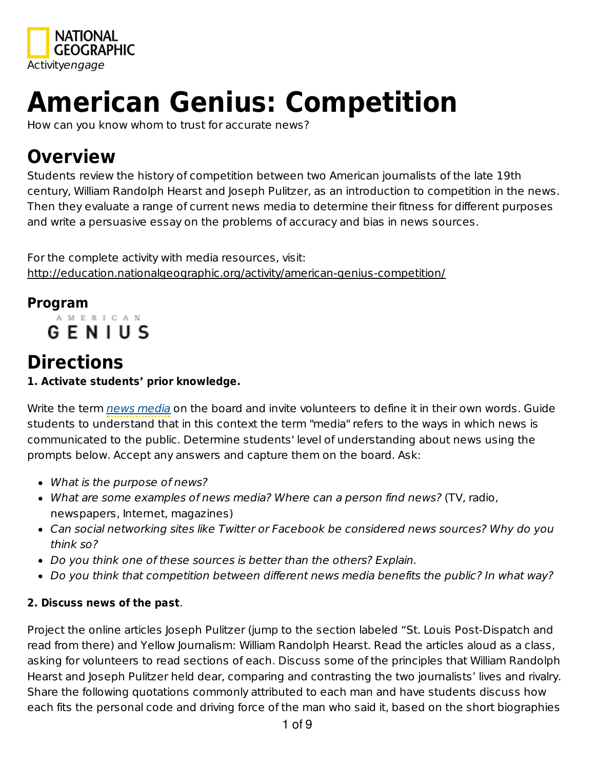NATIONAL GEOGRAPHIC

Activity*engage*

# American Genius: Competition

How can you know whom to trust for accurate news?

## Overview

Students review the history of competition between two American journalists of the late 19th century, William Randolph Hearst and Joseph Pulitzer, as an introduction to competition in the news. Then they evaluate a range of current news media to determine their fitness for different purposes and write a persuasive essay on the problems of accuracy and bias in news sources.

For the complete activity with media resources, visit:
http://education.nationalgeographic.org/activity/american-genius-competition/

### Program

AMERICAN GENIUS

## Directions

**1. Activate students' prior knowledge.**

Write the term *news media* on the board and invite volunteers to define it in their own words. Guide students to understand that in this context the term "media" refers to the ways in which news is communicated to the public. Determine students' level of understanding about news using the prompts below. Accept any answers and capture them on the board. Ask:

- *What is the purpose of news?*
- *What are some examples of news media? Where can a person find news?* (TV, radio, newspapers, Internet, magazines)
- *Can social networking sites like Twitter or Facebook be considered news sources? Why do you think so?*
- *Do you think one of these sources is better than the others? Explain.*
- *Do you think that competition between different news media benefits the public? In what way?*

**2. Discuss news of the past**.

Project the online articles Joseph Pulitzer (jump to the section labeled "St. Louis Post-Dispatch and read from there) and Yellow Journalism: William Randolph Hearst. Read the articles aloud as a class, asking for volunteers to read sections of each. Discuss some of the principles that William Randolph Hearst and Joseph Pulitzer held dear, comparing and contrasting the two journalists' lives and rivalry. Share the following quotations commonly attributed to each man and have students discuss how each fits the personal code and driving force of the man who said it, based on the short biographies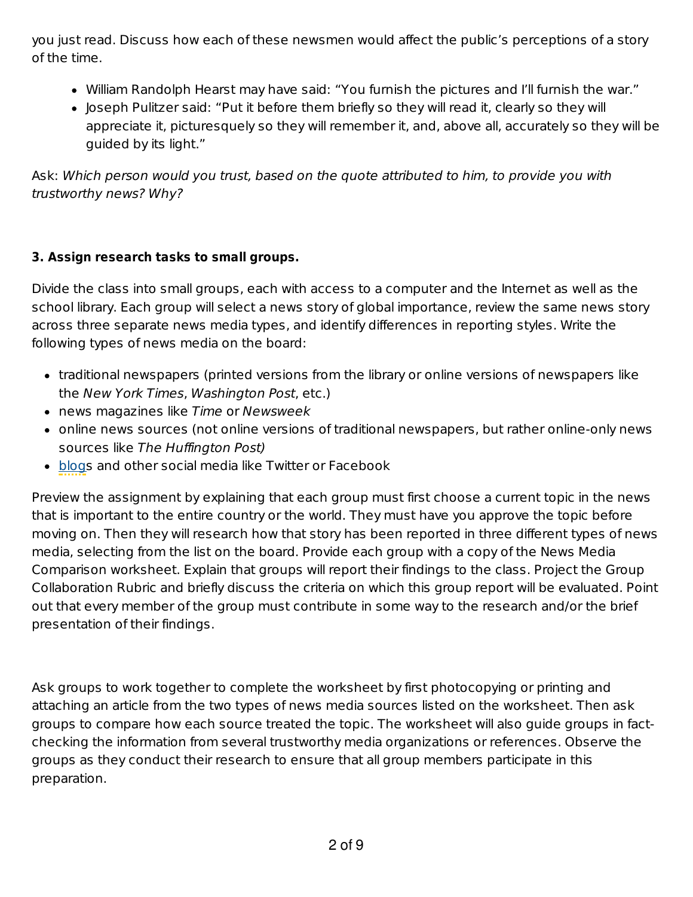you just read. Discuss how each of these newsmen would affect the public's perceptions of a story of the time.

- William Randolph Hearst may have said: "You furnish the pictures and I'll furnish the war."
- Joseph Pulitzer said: "Put it before them briefly so they will read it, clearly so they will appreciate it, picturesquely so they will remember it, and, above all, accurately so they will be guided by its light."

Ask: *Which person would you trust, based on the quote attributed to him, to provide you with trustworthy news? Why?*

**3. Assign research tasks to small groups.**

Divide the class into small groups, each with access to a computer and the Internet as well as the school library. Each group will select a news story of global importance, review the same news story across three separate news media types, and identify differences in reporting styles. Write the following types of news media on the board:

- traditional newspapers (printed versions from the library or online versions of newspapers like the *New York Times*, *Washington Post*, etc.)
- news magazines like *Time* or *Newsweek*
- online news sources (not online versions of traditional newspapers, but rather online-only news sources like *The Huffington Post)*
- blogs and other social media like Twitter or Facebook

Preview the assignment by explaining that each group must first choose a current topic in the news that is important to the entire country or the world. They must have you approve the topic before moving on. Then they will research how that story has been reported in three different types of news media, selecting from the list on the board. Provide each group with a copy of the News Media Comparison worksheet. Explain that groups will report their findings to the class. Project the Group Collaboration Rubric and briefly discuss the criteria on which this group report will be evaluated. Point out that every member of the group must contribute in some way to the research and/or the brief presentation of their findings.

Ask groups to work together to complete the worksheet by first photocopying or printing and attaching an article from the two types of news media sources listed on the worksheet. Then ask groups to compare how each source treated the topic. The worksheet will also guide groups in fact-checking the information from several trustworthy media organizations or references. Observe the groups as they conduct their research to ensure that all group members participate in this preparation.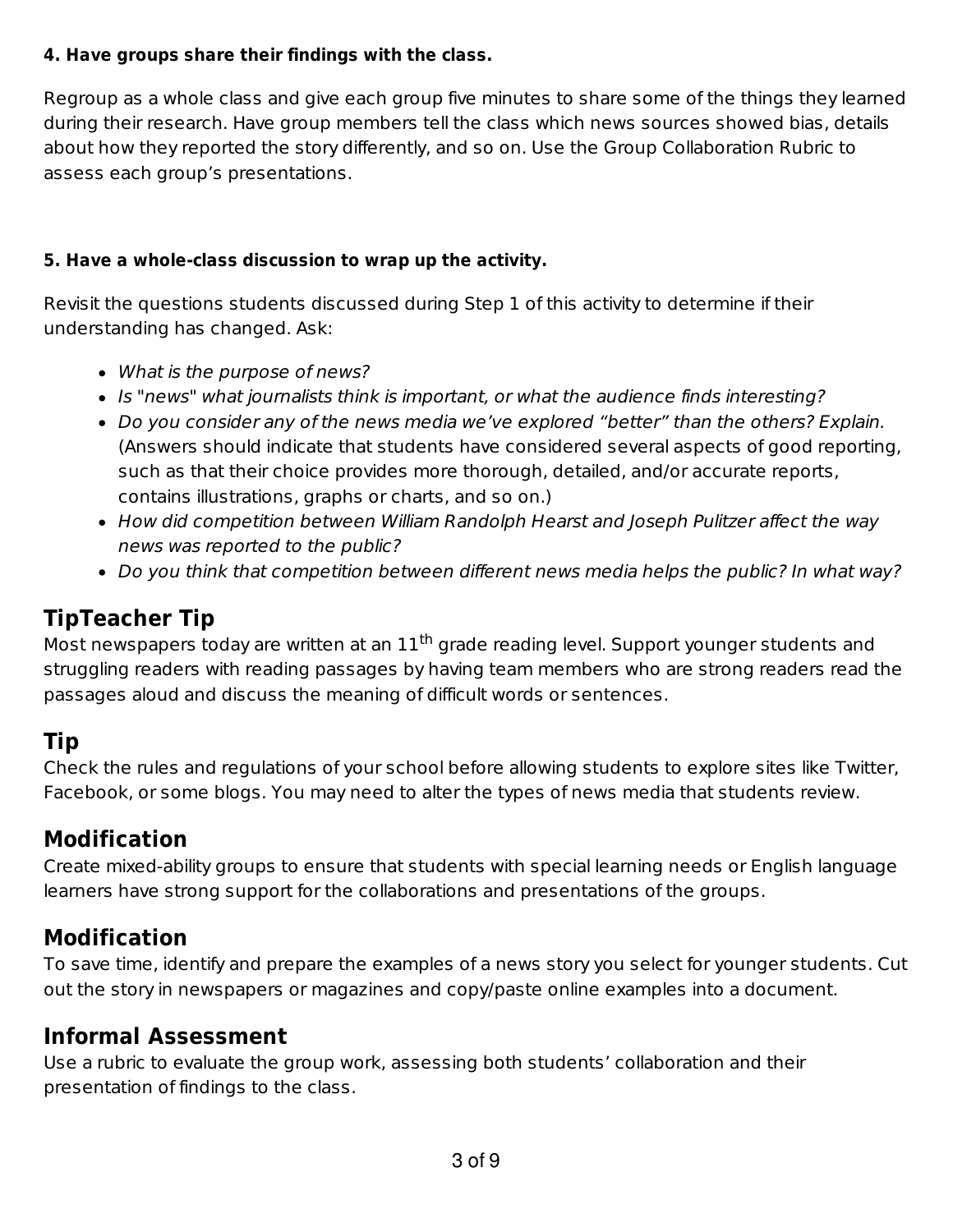**4. Have groups share their findings with the class.**

Regroup as a whole class and give each group five minutes to share some of the things they learned during their research. Have group members tell the class which news sources showed bias, details about how they reported the story differently, and so on. Use the Group Collaboration Rubric to assess each group's presentations.

**5. Have a whole-class discussion to wrap up the activity.**

Revisit the questions students discussed during Step 1 of this activity to determine if their understanding has changed. Ask:

- *What is the purpose of news?*
- *Is "news" what journalists think is important, or what the audience finds interesting?*
- *Do you consider any of the news media we've explored "better" than the others? Explain.* (Answers should indicate that students have considered several aspects of good reporting, such as that their choice provides more thorough, detailed, and/or accurate reports, contains illustrations, graphs or charts, and so on.)
- *How did competition between William Randolph Hearst and Joseph Pulitzer affect the way news was reported to the public?*
- *Do you think that competition between different news media helps the public? In what way?*

## TipTeacher Tip

Most newspapers today are written at an 11$^{th}$ grade reading level. Support younger students and struggling readers with reading passages by having team members who are strong readers read the passages aloud and discuss the meaning of difficult words or sentences.

## Tip

Check the rules and regulations of your school before allowing students to explore sites like Twitter, Facebook, or some blogs. You may need to alter the types of news media that students review.

## Modification

Create mixed-ability groups to ensure that students with special learning needs or English language learners have strong support for the collaborations and presentations of the groups.

## Modification

To save time, identify and prepare the examples of a news story you select for younger students. Cut out the story in newspapers or magazines and copy/paste online examples into a document.

## Informal Assessment

Use a rubric to evaluate the group work, assessing both students' collaboration and their presentation of findings to the class.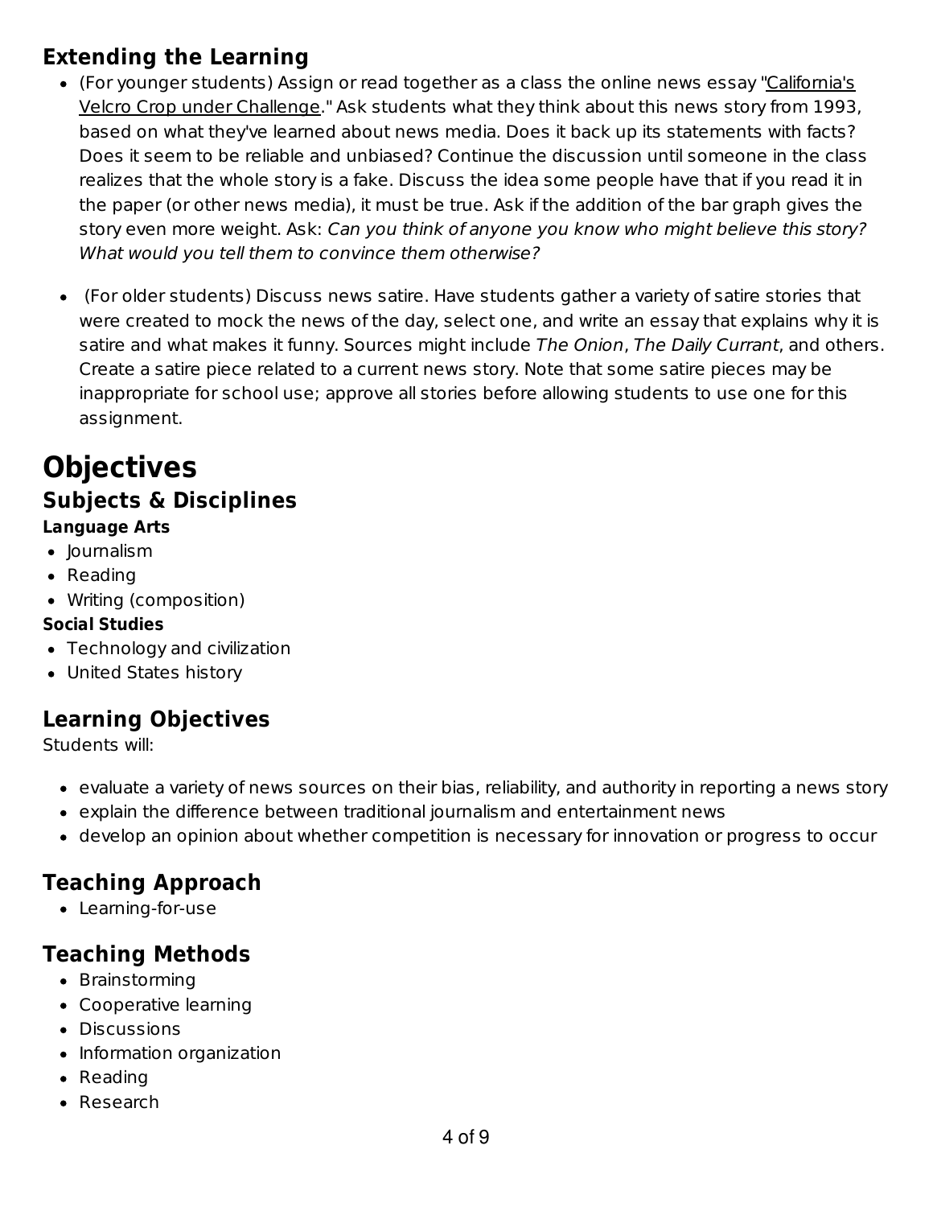### Extending the Learning

- (For younger students) Assign or read together as a class the online news essay "California's Velcro Crop under Challenge." Ask students what they think about this news story from 1993, based on what they've learned about news media. Does it back up its statements with facts? Does it seem to be reliable and unbiased? Continue the discussion until someone in the class realizes that the whole story is a fake. Discuss the idea some people have that if you read it in the paper (or other news media), it must be true. Ask if the addition of the bar graph gives the story even more weight. Ask: *Can you think of anyone you know who might believe this story? What would you tell them to convince them otherwise?*

- (For older students) Discuss news satire. Have students gather a variety of satire stories that were created to mock the news of the day, select one, and write an essay that explains why it is satire and what makes it funny. Sources might include *The Onion*, *The Daily Currant*, and others. Create a satire piece related to a current news story. Note that some satire pieces may be inappropriate for school use; approve all stories before allowing students to use one for this assignment.

# Objectives

## Subjects & Disciplines

**Language Arts**

- Journalism
- Reading
- Writing (composition)

**Social Studies**

- Technology and civilization
- United States history

## Learning Objectives

Students will:

- evaluate a variety of news sources on their bias, reliability, and authority in reporting a news story
- explain the difference between traditional journalism and entertainment news
- develop an opinion about whether competition is necessary for innovation or progress to occur

## Teaching Approach

- Learning-for-use

## Teaching Methods

- Brainstorming
- Cooperative learning
- Discussions
- Information organization
- Reading
- Research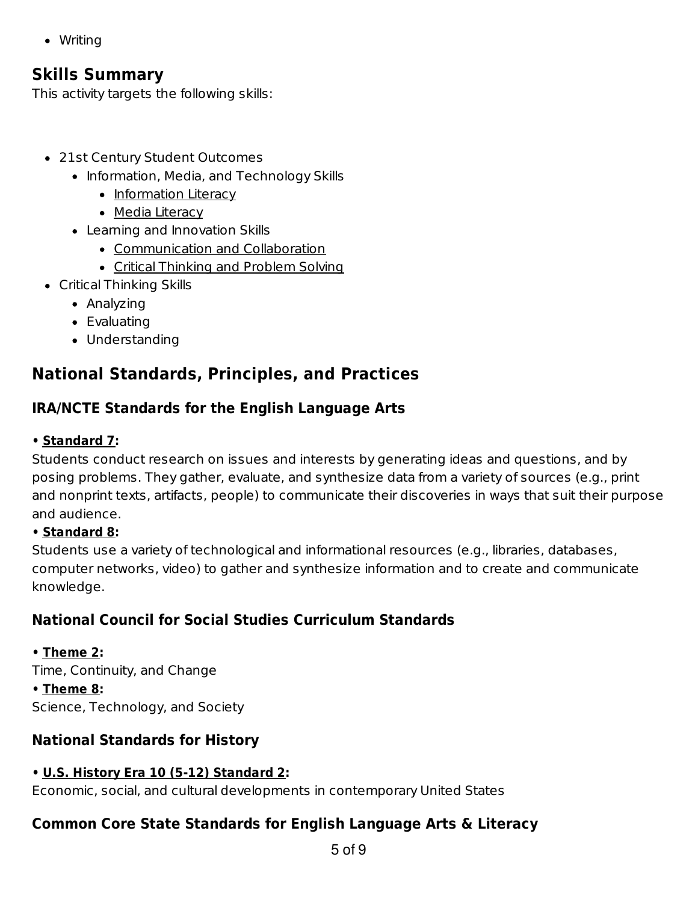- Writing

## Skills Summary

This activity targets the following skills:

- 21st Century Student Outcomes
  - Information, Media, and Technology Skills
    - Information Literacy
    - Media Literacy
  - Learning and Innovation Skills
    - Communication and Collaboration
    - Critical Thinking and Problem Solving
- Critical Thinking Skills
  - Analyzing
  - Evaluating
  - Understanding

## National Standards, Principles, and Practices

### IRA/NCTE Standards for the English Language Arts

**• Standard 7:**
Students conduct research on issues and interests by generating ideas and questions, and by posing problems. They gather, evaluate, and synthesize data from a variety of sources (e.g., print and nonprint texts, artifacts, people) to communicate their discoveries in ways that suit their purpose and audience.

**• Standard 8:**
Students use a variety of technological and informational resources (e.g., libraries, databases, computer networks, video) to gather and synthesize information and to create and communicate knowledge.

### National Council for Social Studies Curriculum Standards

**• Theme 2:**
Time, Continuity, and Change

**• Theme 8:**
Science, Technology, and Society

### National Standards for History

**• U.S. History Era 10 (5-12) Standard 2:**
Economic, social, and cultural developments in contemporary United States

### Common Core State Standards for English Language Arts & Literacy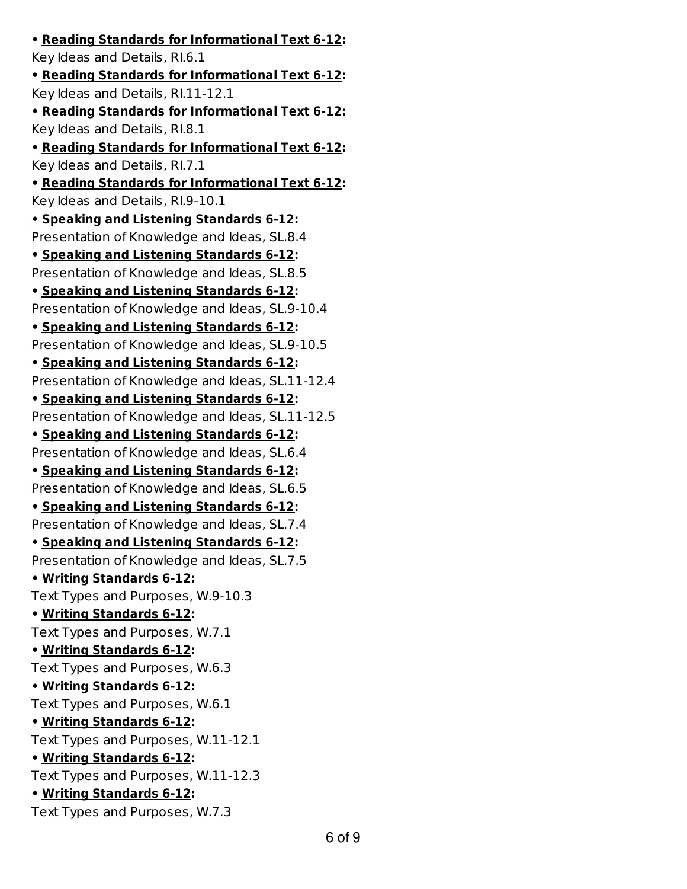- **Reading Standards for Informational Text 6-12:**
Key Ideas and Details, RI.6.1
- **Reading Standards for Informational Text 6-12:**
Key Ideas and Details, RI.11-12.1
- **Reading Standards for Informational Text 6-12:**
Key Ideas and Details, RI.8.1
- **Reading Standards for Informational Text 6-12:**
Key Ideas and Details, RI.7.1
- **Reading Standards for Informational Text 6-12:**
Key Ideas and Details, RI.9-10.1
- **Speaking and Listening Standards 6-12:**
Presentation of Knowledge and Ideas, SL.8.4
- **Speaking and Listening Standards 6-12:**
Presentation of Knowledge and Ideas, SL.8.5
- **Speaking and Listening Standards 6-12:**
Presentation of Knowledge and Ideas, SL.9-10.4
- **Speaking and Listening Standards 6-12:**
Presentation of Knowledge and Ideas, SL.9-10.5
- **Speaking and Listening Standards 6-12:**
Presentation of Knowledge and Ideas, SL.11-12.4
- **Speaking and Listening Standards 6-12:**
Presentation of Knowledge and Ideas, SL.11-12.5
- **Speaking and Listening Standards 6-12:**
Presentation of Knowledge and Ideas, SL.6.4
- **Speaking and Listening Standards 6-12:**
Presentation of Knowledge and Ideas, SL.6.5
- **Speaking and Listening Standards 6-12:**
Presentation of Knowledge and Ideas, SL.7.4
- **Speaking and Listening Standards 6-12:**
Presentation of Knowledge and Ideas, SL.7.5
- **Writing Standards 6-12:**
Text Types and Purposes, W.9-10.3
- **Writing Standards 6-12:**
Text Types and Purposes, W.7.1
- **Writing Standards 6-12:**
Text Types and Purposes, W.6.3
- **Writing Standards 6-12:**
Text Types and Purposes, W.6.1
- **Writing Standards 6-12:**
Text Types and Purposes, W.11-12.1
- **Writing Standards 6-12:**
Text Types and Purposes, W.11-12.3
- **Writing Standards 6-12:**
Text Types and Purposes, W.7.3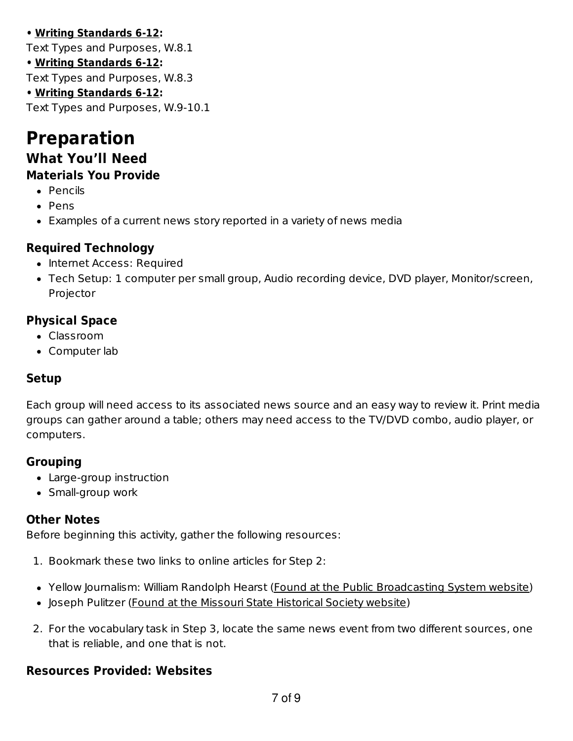• **Writing Standards 6-12:**
Text Types and Purposes, W.8.1
• **Writing Standards 6-12:**
Text Types and Purposes, W.8.3
• **Writing Standards 6-12:**
Text Types and Purposes, W.9-10.1

# Preparation

## What You'll Need

### Materials You Provide

- Pencils
- Pens
- Examples of a current news story reported in a variety of news media

### Required Technology

- Internet Access: Required
- Tech Setup: 1 computer per small group, Audio recording device, DVD player, Monitor/screen, Projector

### Physical Space

- Classroom
- Computer lab

### Setup

Each group will need access to its associated news source and an easy way to review it. Print media groups can gather around a table; others may need access to the TV/DVD combo, audio player, or computers.

### Grouping

- Large-group instruction
- Small-group work

### Other Notes

Before beginning this activity, gather the following resources:

1. Bookmark these two links to online articles for Step 2:

- Yellow Journalism: William Randolph Hearst (Found at the Public Broadcasting System website)
- Joseph Pulitzer (Found at the Missouri State Historical Society website)

2. For the vocabulary task in Step 3, locate the same news event from two different sources, one that is reliable, and one that is not.

### Resources Provided: Websites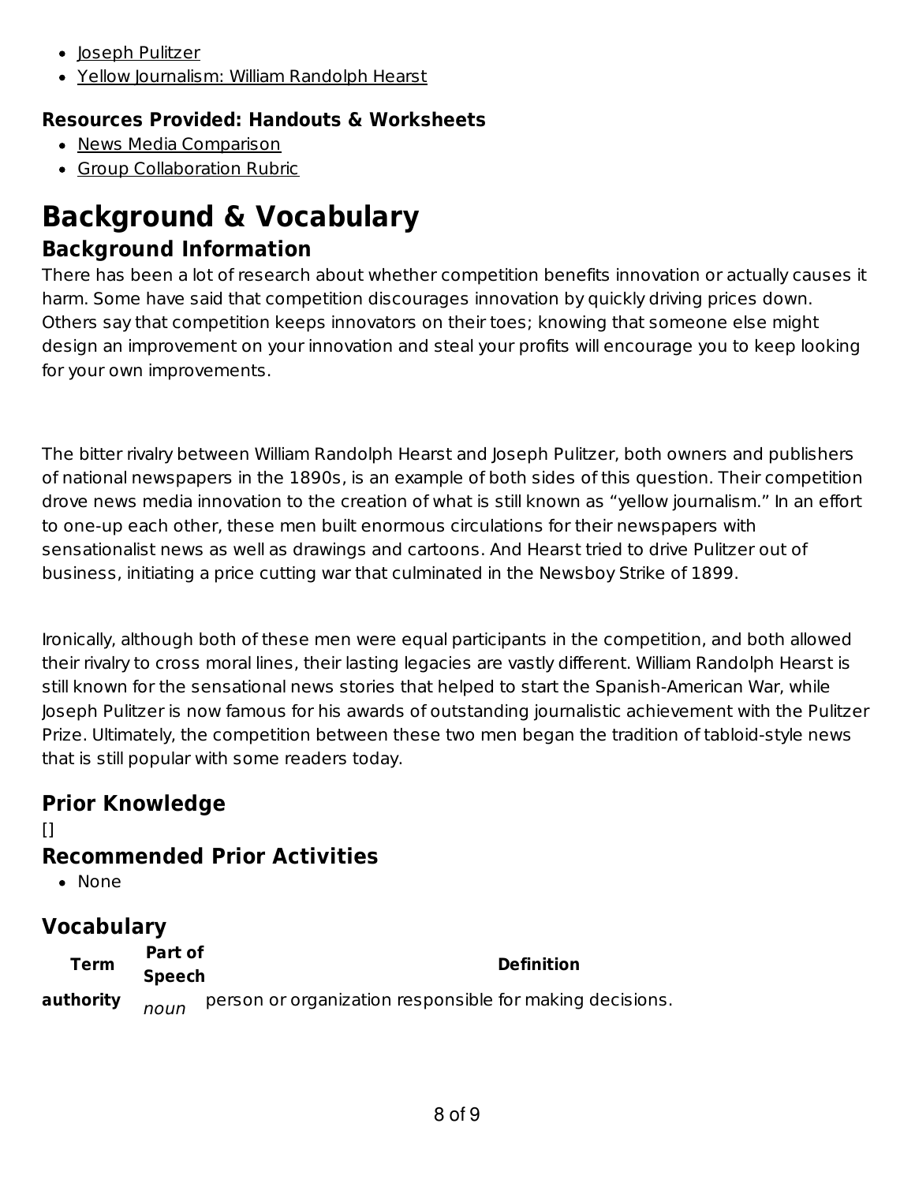- Joseph Pulitzer
- Yellow Journalism: William Randolph Hearst

### Resources Provided: Handouts & Worksheets

- News Media Comparison
- Group Collaboration Rubric

# Background & Vocabulary

## Background Information

There has been a lot of research about whether competition benefits innovation or actually causes it harm. Some have said that competition discourages innovation by quickly driving prices down. Others say that competition keeps innovators on their toes; knowing that someone else might design an improvement on your innovation and steal your profits will encourage you to keep looking for your own improvements.

The bitter rivalry between William Randolph Hearst and Joseph Pulitzer, both owners and publishers of national newspapers in the 1890s, is an example of both sides of this question. Their competition drove news media innovation to the creation of what is still known as "yellow journalism." In an effort to one-up each other, these men built enormous circulations for their newspapers with sensationalist news as well as drawings and cartoons. And Hearst tried to drive Pulitzer out of business, initiating a price cutting war that culminated in the Newsboy Strike of 1899.

Ironically, although both of these men were equal participants in the competition, and both allowed their rivalry to cross moral lines, their lasting legacies are vastly different. William Randolph Hearst is still known for the sensational news stories that helped to start the Spanish-American War, while Joseph Pulitzer is now famous for his awards of outstanding journalistic achievement with the Pulitzer Prize. Ultimately, the competition between these two men began the tradition of tabloid-style news that is still popular with some readers today.

## Prior Knowledge

[]

## Recommended Prior Activities

- None

## Vocabulary

| Term | Part of Speech | Definition |
|---|---|---|
| **authority** | *noun* | person or organization responsible for making decisions. |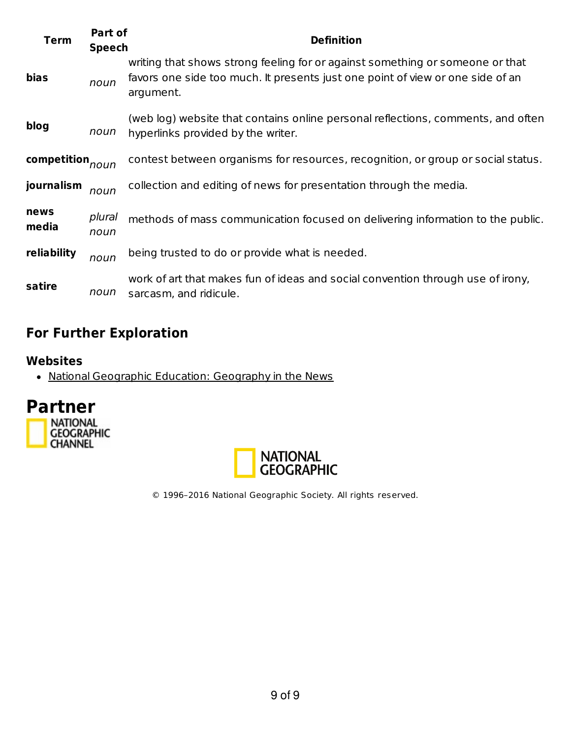| Term | Part of Speech | Definition |
| --- | --- | --- |
| **bias** | *noun* | writing that shows strong feeling for or against something or someone or that favors one side too much. It presents just one point of view or one side of an argument. |
| **blog** | *noun* | (web log) website that contains online personal reflections, comments, and often hyperlinks provided by the writer. |
| **competition** | *noun* | contest between organisms for resources, recognition, or group or social status. |
| **journalism** | *noun* | collection and editing of news for presentation through the media. |
| **news media** | *plural noun* | methods of mass communication focused on delivering information to the public. |
| **reliability** | *noun* | being trusted to do or provide what is needed. |
| **satire** | *noun* | work of art that makes fun of ideas and social convention through use of irony, sarcasm, and ridicule. |

## For Further Exploration

### Websites

- National Geographic Education: Geography in the News

# Partner

NATIONAL GEOGRAPHIC CHANNEL

NATIONAL GEOGRAPHIC

© 1996–2016 National Geographic Society. All rights reserved.